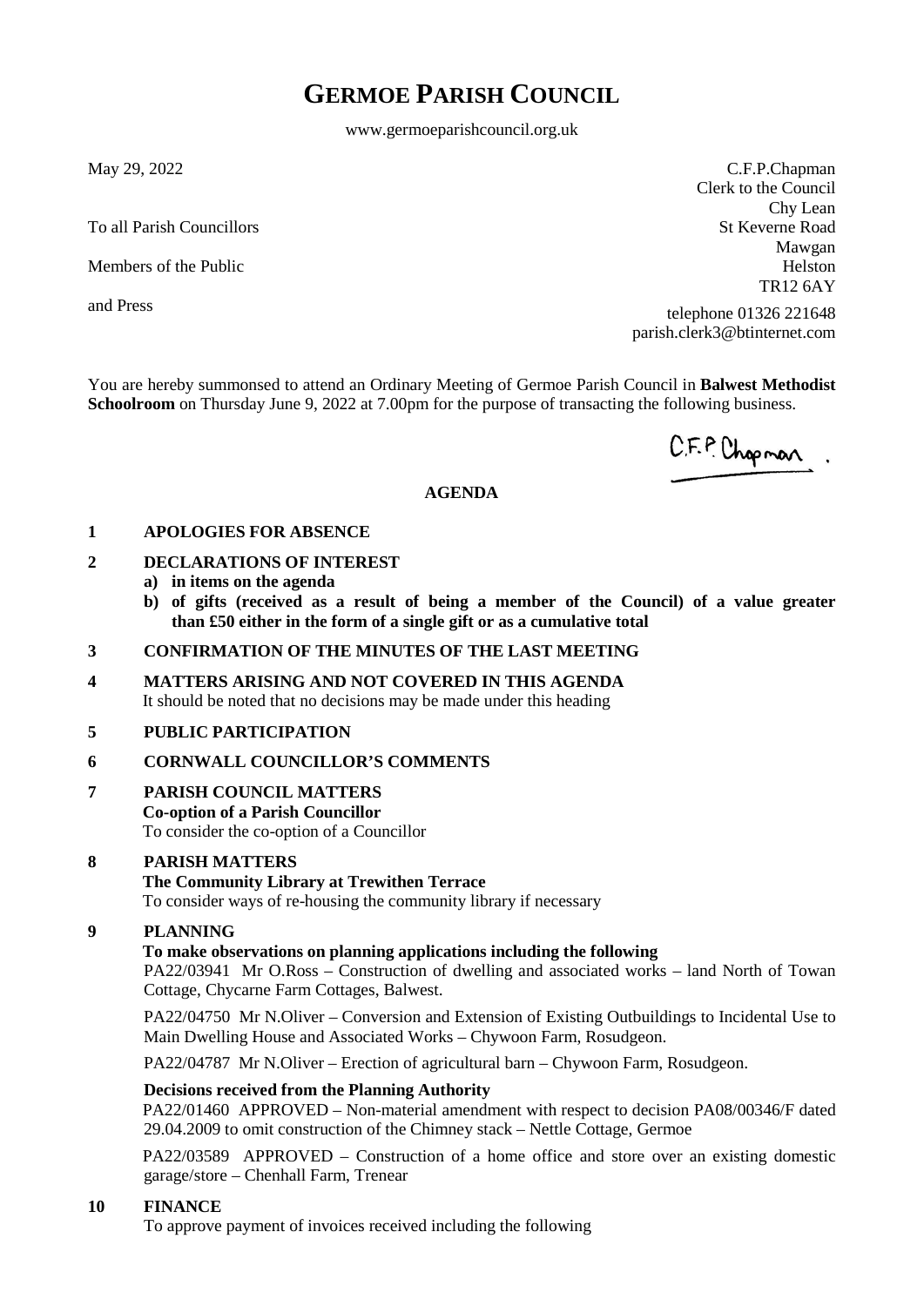# GERMOE PARISH COUNCIL

www.germoeparishcouncil.org.uk

May 29, 2022

To all Parish Councillors

Members of the Public

and Press

C.F.P.Chapman
Clerk to the Council
Chy Lean
St Keverne Road
Mawgan
Helston
TR12 6AY

telephone 01326 221648
parish.clerk3@btinternet.com

You are hereby summonsed to attend an Ordinary Meeting of Germoe Parish Council in **Balwest Methodist Schoolroom** on Thursday June 9, 2022 at 7.00pm for the purpose of transacting the following business.

C.F.P. Chapman

## AGENDA

**1 APOLOGIES FOR ABSENCE**

**2 DECLARATIONS OF INTEREST**

**a) in items on the agenda**

**b) of gifts (received as a result of being a member of the Council) of a value greater than £50 either in the form of a single gift or as a cumulative total**

**3 CONFIRMATION OF THE MINUTES OF THE LAST MEETING**

**4 MATTERS ARISING AND NOT COVERED IN THIS AGENDA**

It should be noted that no decisions may be made under this heading

**5 PUBLIC PARTICIPATION**

**6 CORNWALL COUNCILLOR'S COMMENTS**

**7 PARISH COUNCIL MATTERS**

**Co-option of a Parish Councillor**

To consider the co-option of a Councillor

**8 PARISH MATTERS**

**The Community Library at Trewithen Terrace**

To consider ways of re-housing the community library if necessary

**9 PLANNING**

**To make observations on planning applications including the following**

PA22/03941 Mr O.Ross – Construction of dwelling and associated works – land North of Towan Cottage, Chycarne Farm Cottages, Balwest.

PA22/04750 Mr N.Oliver – Conversion and Extension of Existing Outbuildings to Incidental Use to Main Dwelling House and Associated Works – Chywoon Farm, Rosudgeon.

PA22/04787 Mr N.Oliver – Erection of agricultural barn – Chywoon Farm, Rosudgeon.

**Decisions received from the Planning Authority**

PA22/01460 APPROVED – Non-material amendment with respect to decision PA08/00346/F dated 29.04.2009 to omit construction of the Chimney stack – Nettle Cottage, Germoe

PA22/03589 APPROVED – Construction of a home office and store over an existing domestic garage/store – Chenhall Farm, Trenear

**10 FINANCE**

To approve payment of invoices received including the following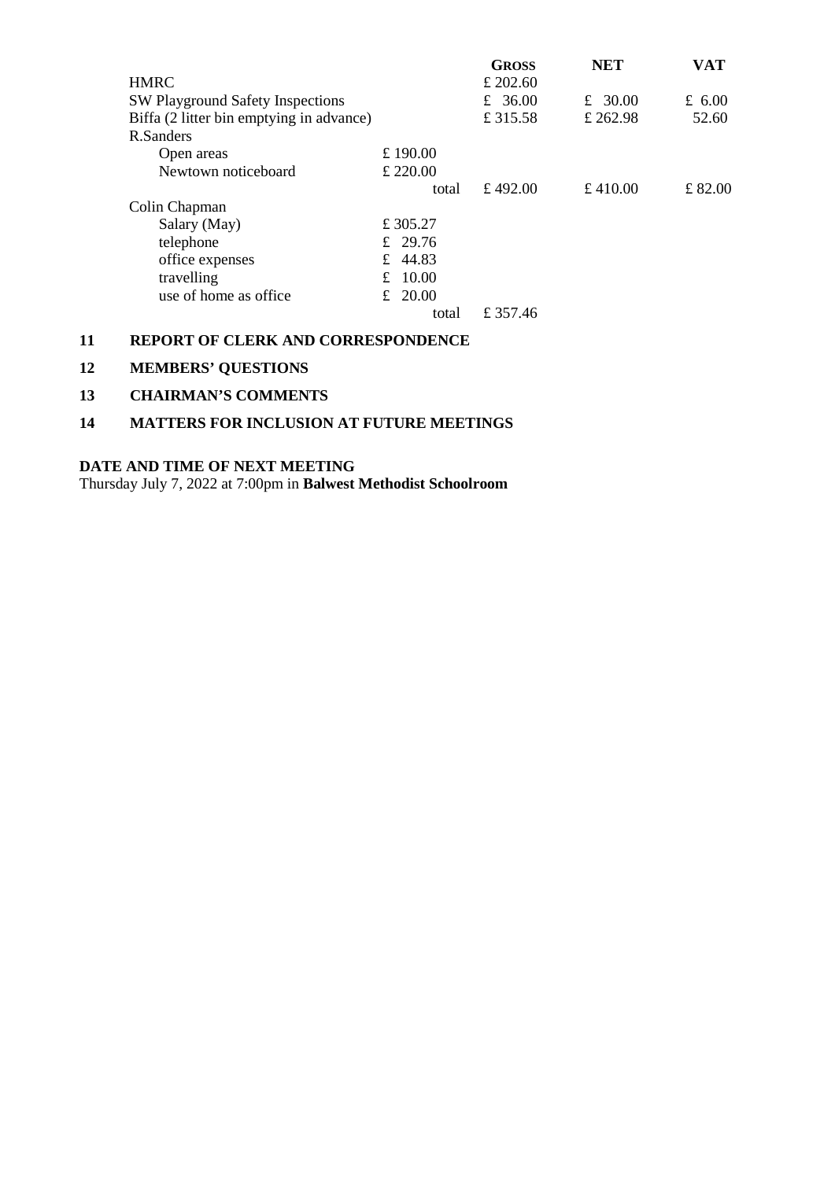| | | GROSS | NET | VAT |
|---|---|---|---|---|
| HMRC | | £ 202.60 | | |
| SW Playground Safety Inspections | | £ 36.00 | £ 30.00 | £ 6.00 |
| Biffa (2 litter bin emptying in advance) | | £ 315.58 | £ 262.98 | 52.60 |
| R.Sanders | | | | |
| Open areas | £ 190.00 | | | |
| Newtown noticeboard | £ 220.00 | | | |
| | total | £ 492.00 | £ 410.00 | £ 82.00 |
| Colin Chapman | | | | |
| Salary (May) | £ 305.27 | | | |
| telephone | £ 29.76 | | | |
| office expenses | £ 44.83 | | | |
| travelling | £ 10.00 | | | |
| use of home as office | £ 20.00 | | | |
| | total | £ 357.46 | | |

## 11 REPORT OF CLERK AND CORRESPONDENCE

## 12 MEMBERS' QUESTIONS

## 13 CHAIRMAN'S COMMENTS

## 14 MATTERS FOR INCLUSION AT FUTURE MEETINGS

**DATE AND TIME OF NEXT MEETING**

Thursday July 7, 2022 at 7:00pm in **Balwest Methodist Schoolroom**